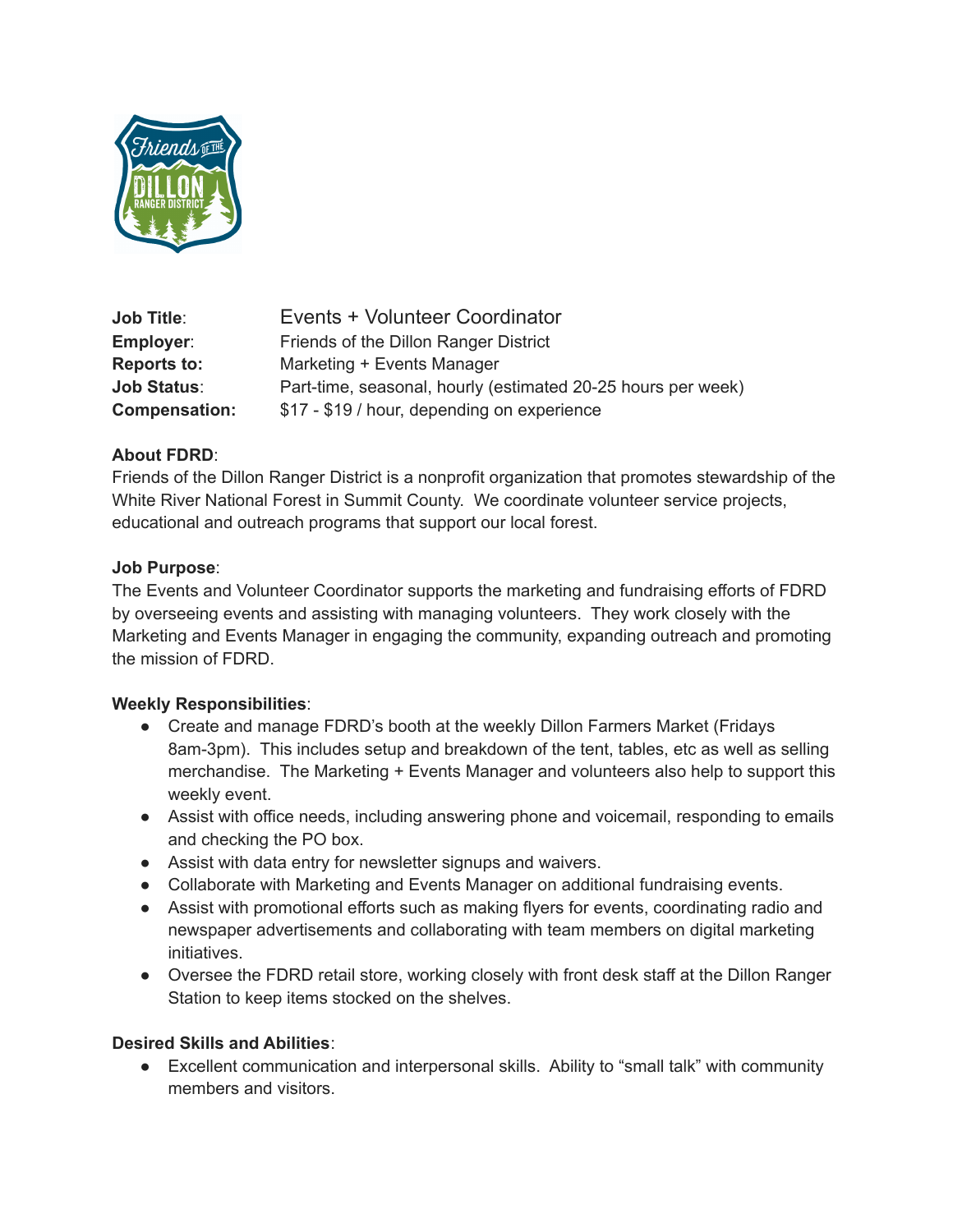**Job Title**: Events + Volunteer Coordinator
**Employer**: Friends of the Dillon Ranger District
**Reports to:** Marketing + Events Manager
**Job Status**: Part-time, seasonal, hourly (estimated 20-25 hours per week)
**Compensation:** $17 - $19 / hour, depending on experience

**About FDRD**:
Friends of the Dillon Ranger District is a nonprofit organization that promotes stewardship of the White River National Forest in Summit County. We coordinate volunteer service projects, educational and outreach programs that support our local forest.

**Job Purpose**:
The Events and Volunteer Coordinator supports the marketing and fundraising efforts of FDRD by overseeing events and assisting with managing volunteers. They work closely with the Marketing and Events Manager in engaging the community, expanding outreach and promoting the mission of FDRD.

**Weekly Responsibilities**:

- Create and manage FDRD's booth at the weekly Dillon Farmers Market (Fridays 8am-3pm). This includes setup and breakdown of the tent, tables, etc as well as selling merchandise. The Marketing + Events Manager and volunteers also help to support this weekly event.
- Assist with office needs, including answering phone and voicemail, responding to emails and checking the PO box.
- Assist with data entry for newsletter signups and waivers.
- Collaborate with Marketing and Events Manager on additional fundraising events.
- Assist with promotional efforts such as making flyers for events, coordinating radio and newspaper advertisements and collaborating with team members on digital marketing initiatives.
- Oversee the FDRD retail store, working closely with front desk staff at the Dillon Ranger Station to keep items stocked on the shelves.

**Desired Skills and Abilities**:

- Excellent communication and interpersonal skills. Ability to "small talk" with community members and visitors.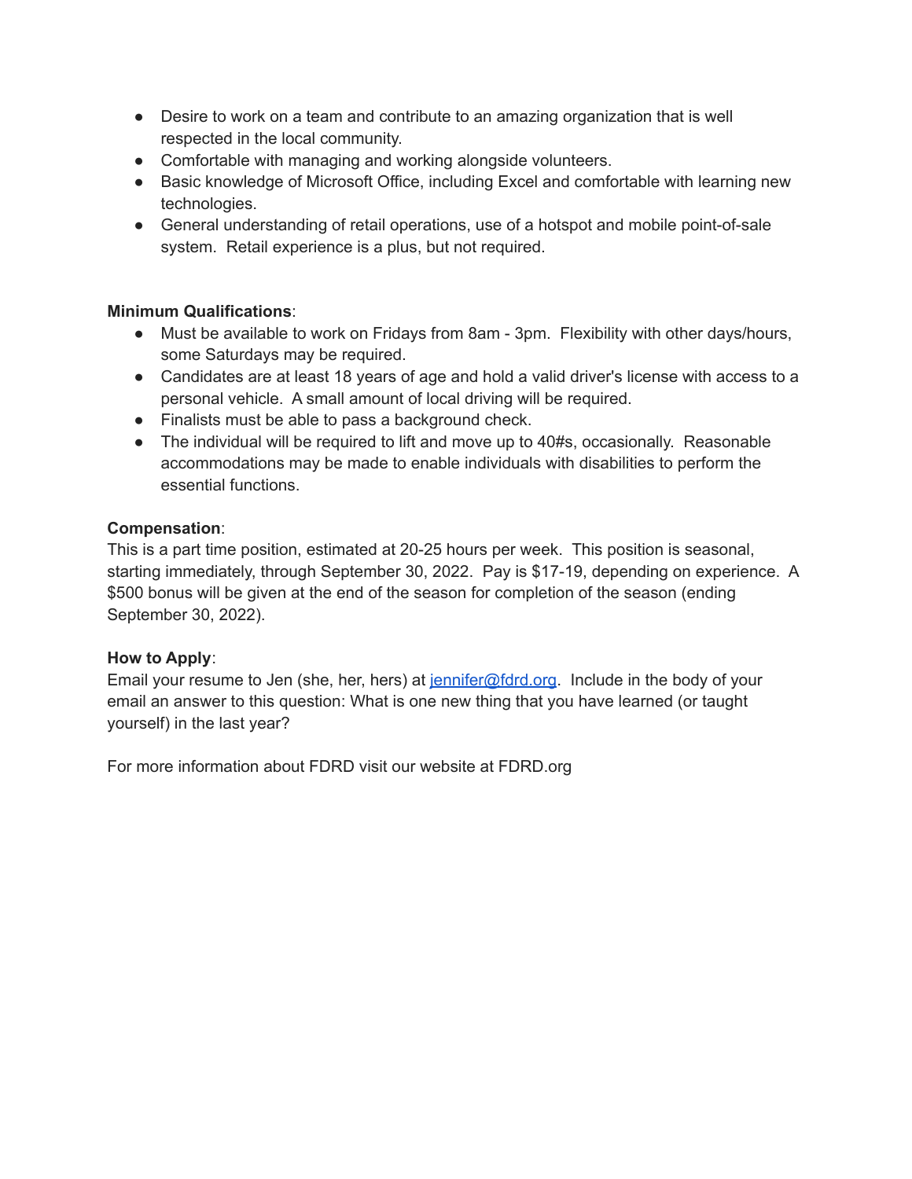- Desire to work on a team and contribute to an amazing organization that is well respected in the local community.
- Comfortable with managing and working alongside volunteers.
- Basic knowledge of Microsoft Office, including Excel and comfortable with learning new technologies.
- General understanding of retail operations, use of a hotspot and mobile point-of-sale system. Retail experience is a plus, but not required.

**Minimum Qualifications**:

- Must be available to work on Fridays from 8am - 3pm. Flexibility with other days/hours, some Saturdays may be required.
- Candidates are at least 18 years of age and hold a valid driver's license with access to a personal vehicle. A small amount of local driving will be required.
- Finalists must be able to pass a background check.
- The individual will be required to lift and move up to 40#s, occasionally. Reasonable accommodations may be made to enable individuals with disabilities to perform the essential functions.

**Compensation**:

This is a part time position, estimated at 20-25 hours per week. This position is seasonal, starting immediately, through September 30, 2022. Pay is $17-19, depending on experience. A $500 bonus will be given at the end of the season for completion of the season (ending September 30, 2022).

**How to Apply**:

Email your resume to Jen (she, her, hers) at [jennifer@fdrd.org](mailto:jennifer@fdrd.org). Include in the body of your email an answer to this question: What is one new thing that you have learned (or taught yourself) in the last year?

For more information about FDRD visit our website at FDRD.org